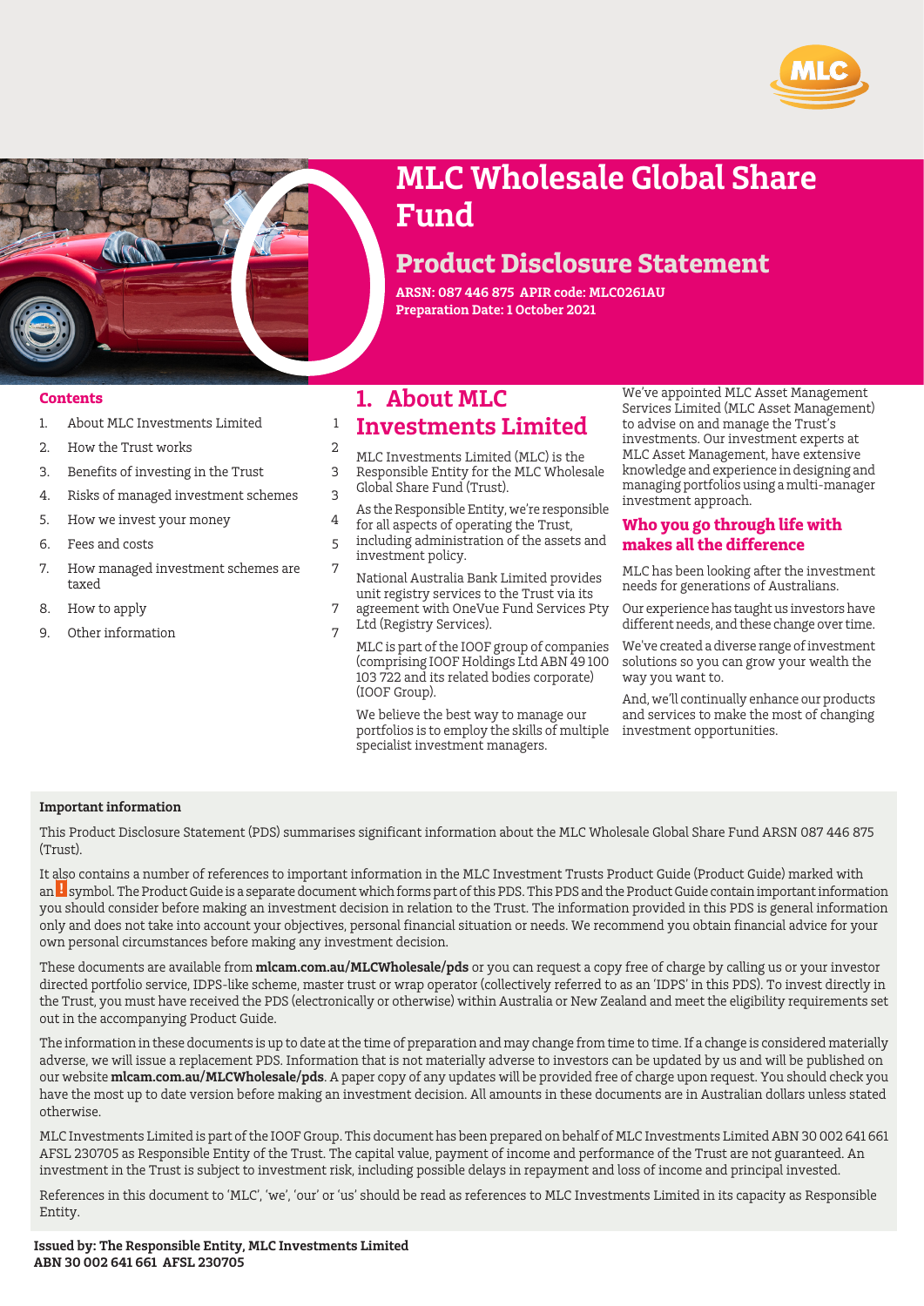# MLC Wholesale Global Share Fund

## Product Disclosure Statement

**ARSN: 087 446 875 APIR code: MLC0261AU**
**Preparation Date: 1 October 2021**

**Contents**

1. About MLC Investments Limited 1
2. How the Trust works 2
3. Benefits of investing in the Trust 3
4. Risks of managed investment schemes 3
5. How we invest your money 4
6. Fees and costs 5
7. How managed investment schemes are taxed 7
8. How to apply 7
9. Other information 7

## 1. About MLC Investments Limited

MLC Investments Limited (MLC) is the Responsible Entity for the MLC Wholesale Global Share Fund (Trust).

As the Responsible Entity, we're responsible for all aspects of operating the Trust, including administration of the assets and investment policy.

National Australia Bank Limited provides unit registry services to the Trust via its agreement with OneVue Fund Services Pty Ltd (Registry Services).

MLC is part of the IOOF group of companies (comprising IOOF Holdings Ltd ABN 49 100 103 722 and its related bodies corporate) (IOOF Group).

We believe the best way to manage our portfolios is to employ the skills of multiple specialist investment managers.

We've appointed MLC Asset Management Services Limited (MLC Asset Management) to advise on and manage the Trust's investments. Our investment experts at MLC Asset Management, have extensive knowledge and experience in designing and managing portfolios using a multi-manager investment approach.

### Who you go through life with makes all the difference

MLC has been looking after the investment needs for generations of Australians.

Our experience has taught us investors have different needs, and these change over time.

We've created a diverse range of investment solutions so you can grow your wealth the way you want to.

And, we'll continually enhance our products and services to make the most of changing investment opportunities.

**Important information**

This Product Disclosure Statement (PDS) summarises significant information about the MLC Wholesale Global Share Fund ARSN 087 446 875 (Trust).

It also contains a number of references to important information in the MLC Investment Trusts Product Guide (Product Guide) marked with an ! symbol. The Product Guide is a separate document which forms part of this PDS. This PDS and the Product Guide contain important information you should consider before making an investment decision in relation to the Trust. The information provided in this PDS is general information only and does not take into account your objectives, personal financial situation or needs. We recommend you obtain financial advice for your own personal circumstances before making any investment decision.

These documents are available from **mlcam.com.au/MLCWholesale/pds** or you can request a copy free of charge by calling us or your investor directed portfolio service, IDPS-like scheme, master trust or wrap operator (collectively referred to as an 'IDPS' in this PDS). To invest directly in the Trust, you must have received the PDS (electronically or otherwise) within Australia or New Zealand and meet the eligibility requirements set out in the accompanying Product Guide.

The information in these documents is up to date at the time of preparation and may change from time to time. If a change is considered materially adverse, we will issue a replacement PDS. Information that is not materially adverse to investors can be updated by us and will be published on our website **mlcam.com.au/MLCWholesale/pds**. A paper copy of any updates will be provided free of charge upon request. You should check you have the most up to date version before making an investment decision. All amounts in these documents are in Australian dollars unless stated otherwise.

MLC Investments Limited is part of the IOOF Group. This document has been prepared on behalf of MLC Investments Limited ABN 30 002 641 661 AFSL 230705 as Responsible Entity of the Trust. The capital value, payment of income and performance of the Trust are not guaranteed. An investment in the Trust is subject to investment risk, including possible delays in repayment and loss of income and principal invested.

References in this document to 'MLC', 'we', 'our' or 'us' should be read as references to MLC Investments Limited in its capacity as Responsible Entity.

**Issued by: The Responsible Entity, MLC Investments Limited**
**ABN 30 002 641 661 AFSL 230705**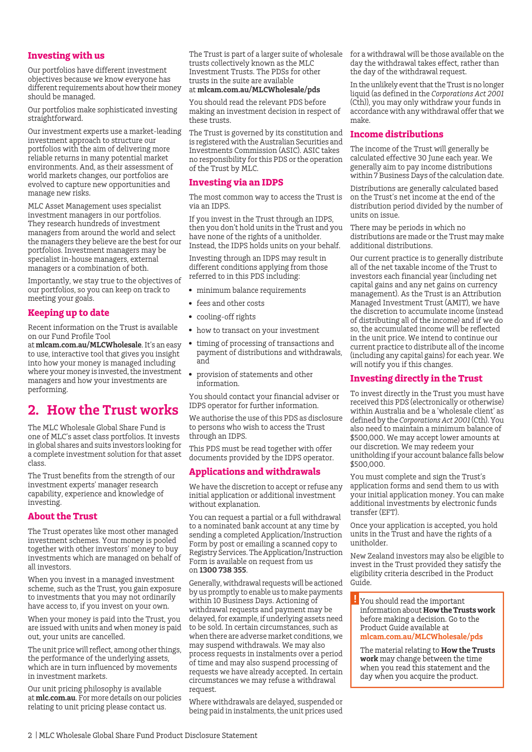## Investing with us

Our portfolios have different investment objectives because we know everyone has different requirements about how their money should be managed.

Our portfolios make sophisticated investing straightforward.

Our investment experts use a market-leading investment approach to structure our portfolios with the aim of delivering more reliable returns in many potential market environments. And, as their assessment of world markets changes, our portfolios are evolved to capture new opportunities and manage new risks.

MLC Asset Management uses specialist investment managers in our portfolios. They research hundreds of investment managers from around the world and select the managers they believe are the best for our portfolios. Investment managers may be specialist in-house managers, external managers or a combination of both.

Importantly, we stay true to the objectives of our portfolios, so you can keep on track to meeting your goals.

## Keeping up to date

Recent information on the Trust is available on our Fund Profile Tool at **mlcam.com.au/MLCWholesale**. It's an easy to use, interactive tool that gives you insight into how your money is managed including where your money is invested, the investment managers and how your investments are performing.

# 2. How the Trust works

The MLC Wholesale Global Share Fund is one of MLC's asset class portfolios. It invests in global shares and suits investors looking for a complete investment solution for that asset class.

The Trust benefits from the strength of our investment experts' manager research capability, experience and knowledge of investing.

## About the Trust

The Trust operates like most other managed investment schemes. Your money is pooled together with other investors' money to buy investments which are managed on behalf of all investors.

When you invest in a managed investment scheme, such as the Trust, you gain exposure to investments that you may not ordinarily have access to, if you invest on your own.

When your money is paid into the Trust, you are issued with units and when money is paid out, your units are cancelled.

The unit price will reflect, among other things, the performance of the underlying assets, which are in turn influenced by movements in investment markets.

Our unit pricing philosophy is available at **mlc.com.au**. For more details on our policies relating to unit pricing please contact us.

The Trust is part of a larger suite of wholesale trusts collectively known as the MLC Investment Trusts. The PDSs for other trusts in the suite are available at **mlcam.com.au/MLCWholesale/pds**

You should read the relevant PDS before making an investment decision in respect of these trusts.

The Trust is governed by its constitution and is registered with the Australian Securities and Investments Commission (ASIC). ASIC takes no responsibility for this PDS or the operation of the Trust by MLC.

## Investing via an IDPS

The most common way to access the Trust is via an IDPS.

If you invest in the Trust through an IDPS, then you don't hold units in the Trust and you have none of the rights of a unitholder. Instead, the IDPS holds units on your behalf.

Investing through an IDPS may result in different conditions applying from those referred to in this PDS including:

- minimum balance requirements
- fees and other costs
- cooling-off rights
- how to transact on your investment
- timing of processing of transactions and payment of distributions and withdrawals, and
- provision of statements and other information.

You should contact your financial adviser or IDPS operator for further information.

We authorise the use of this PDS as disclosure to persons who wish to access the Trust through an IDPS.

This PDS must be read together with offer documents provided by the IDPS operator.

## Applications and withdrawals

We have the discretion to accept or refuse any initial application or additional investment without explanation.

You can request a partial or a full withdrawal to a nominated bank account at any time by sending a completed Application/Instruction Form by post or emailing a scanned copy to Registry Services. The Application/Instruction Form is available on request from us on **1300 738 355**.

Generally, withdrawal requests will be actioned by us promptly to enable us to make payments within 10 Business Days. Actioning of withdrawal requests and payment may be delayed, for example, if underlying assets need to be sold. In certain circumstances, such as when there are adverse market conditions, we may suspend withdrawals. We may also process requests in instalments over a period of time and may also suspend processing of requests we have already accepted. In certain circumstances we may refuse a withdrawal request.

Where withdrawals are delayed, suspended or being paid in instalments, the unit prices used for a withdrawal will be those available on the day the withdrawal takes effect, rather than the day of the withdrawal request.

In the unlikely event that the Trust is no longer liquid (as defined in the *Corporations Act 2001* (Cth)), you may only withdraw your funds in accordance with any withdrawal offer that we make.

## Income distributions

The income of the Trust will generally be calculated effective 30 June each year. We generally aim to pay income distributions within 7 Business Days of the calculation date.

Distributions are generally calculated based on the Trust's net income at the end of the distribution period divided by the number of units on issue.

There may be periods in which no distributions are made or the Trust may make additional distributions.

Our current practice is to generally distribute all of the net taxable income of the Trust to investors each financial year (including net capital gains and any net gains on currency management). As the Trust is an Attribution Managed Investment Trust (AMIT), we have the discretion to accumulate income (instead of distributing all of the income) and if we do so, the accumulated income will be reflected in the unit price. We intend to continue our current practice to distribute all of the income (including any capital gains) for each year. We will notify you if this changes.

## Investing directly in the Trust

To invest directly in the Trust you must have received this PDS (electronically or otherwise) within Australia and be a 'wholesale client' as defined by the *Corporations Act 2001* (Cth). You also need to maintain a minimum balance of $500,000. We may accept lower amounts at our discretion. We may redeem your unitholding if your account balance falls below $500,000.

You must complete and sign the Trust's application forms and send them to us with your initial application money. You can make additional investments by electronic funds transfer (EFT).

Once your application is accepted, you hold units in the Trust and have the rights of a unitholder.

New Zealand investors may also be eligible to invest in the Trust provided they satisfy the eligibility criteria described in the Product Guide.

> **!** You should read the important information about **How the Trusts work** before making a decision. Go to the Product Guide available at **mlcam.com.au/MLCWholesale/pds**
>
> The material relating to **How the Trusts work** may change between the time when you read this statement and the day when you acquire the product.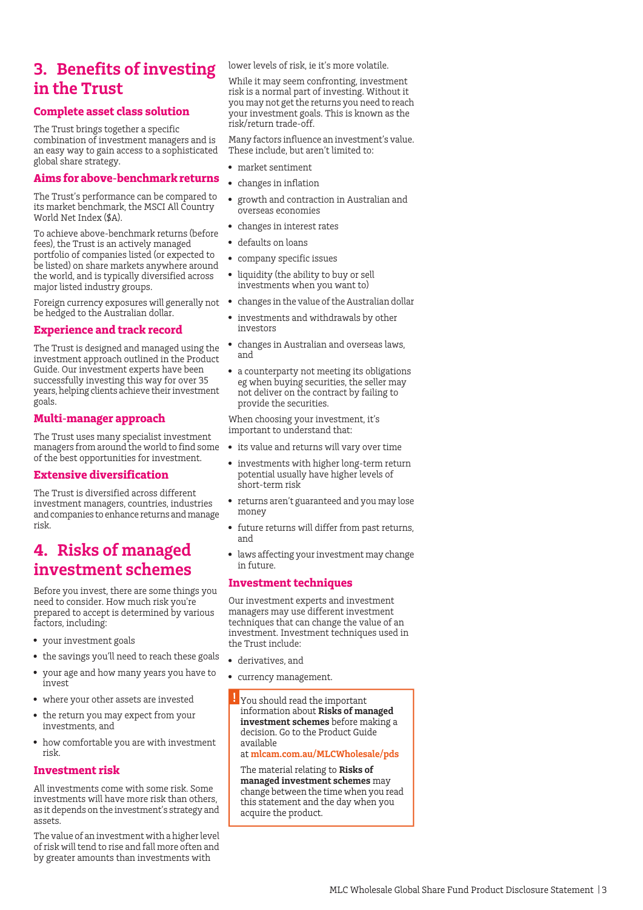# 3. Benefits of investing in the Trust

### Complete asset class solution

The Trust brings together a specific combination of investment managers and is an easy way to gain access to a sophisticated global share strategy.

### Aims for above-benchmark returns

The Trust's performance can be compared to its market benchmark, the MSCI All Country World Net Index ($A).

To achieve above-benchmark returns (before fees), the Trust is an actively managed portfolio of companies listed (or expected to be listed) on share markets anywhere around the world, and is typically diversified across major listed industry groups.

Foreign currency exposures will generally not be hedged to the Australian dollar.

### Experience and track record

The Trust is designed and managed using the investment approach outlined in the Product Guide. Our investment experts have been successfully investing this way for over 35 years, helping clients achieve their investment goals.

### Multi-manager approach

The Trust uses many specialist investment managers from around the world to find some of the best opportunities for investment.

### Extensive diversification

The Trust is diversified across different investment managers, countries, industries and companies to enhance returns and manage risk.

# 4. Risks of managed investment schemes

Before you invest, there are some things you need to consider. How much risk you're prepared to accept is determined by various factors, including:

- your investment goals
- the savings you'll need to reach these goals
- your age and how many years you have to invest
- where your other assets are invested
- the return you may expect from your investments, and
- how comfortable you are with investment risk.

### Investment risk

All investments come with some risk. Some investments will have more risk than others, as it depends on the investment's strategy and assets.

The value of an investment with a higher level of risk will tend to rise and fall more often and by greater amounts than investments with lower levels of risk, ie it's more volatile.

While it may seem confronting, investment risk is a normal part of investing. Without it you may not get the returns you need to reach your investment goals. This is known as the risk/return trade-off.

Many factors influence an investment's value. These include, but aren't limited to:

- market sentiment
- changes in inflation
- growth and contraction in Australian and overseas economies
- changes in interest rates
- defaults on loans
- company specific issues
- liquidity (the ability to buy or sell investments when you want to)
- changes in the value of the Australian dollar
- investments and withdrawals by other investors
- changes in Australian and overseas laws, and
- a counterparty not meeting its obligations eg when buying securities, the seller may not deliver on the contract by failing to provide the securities.

When choosing your investment, it's important to understand that:

- its value and returns will vary over time
- investments with higher long-term return potential usually have higher levels of short-term risk
- returns aren't guaranteed and you may lose money
- future returns will differ from past returns, and
- laws affecting your investment may change in future.

### Investment techniques

Our investment experts and investment managers may use different investment techniques that can change the value of an investment. Investment techniques used in the Trust include:

- derivatives, and
- currency management.

> **!** You should read the important information about **Risks of managed investment schemes** before making a decision. Go to the Product Guide available at **mlcam.com.au/MLCWholesale/pds**
>
> The material relating to **Risks of managed investment schemes** may change between the time when you read this statement and the day when you acquire the product.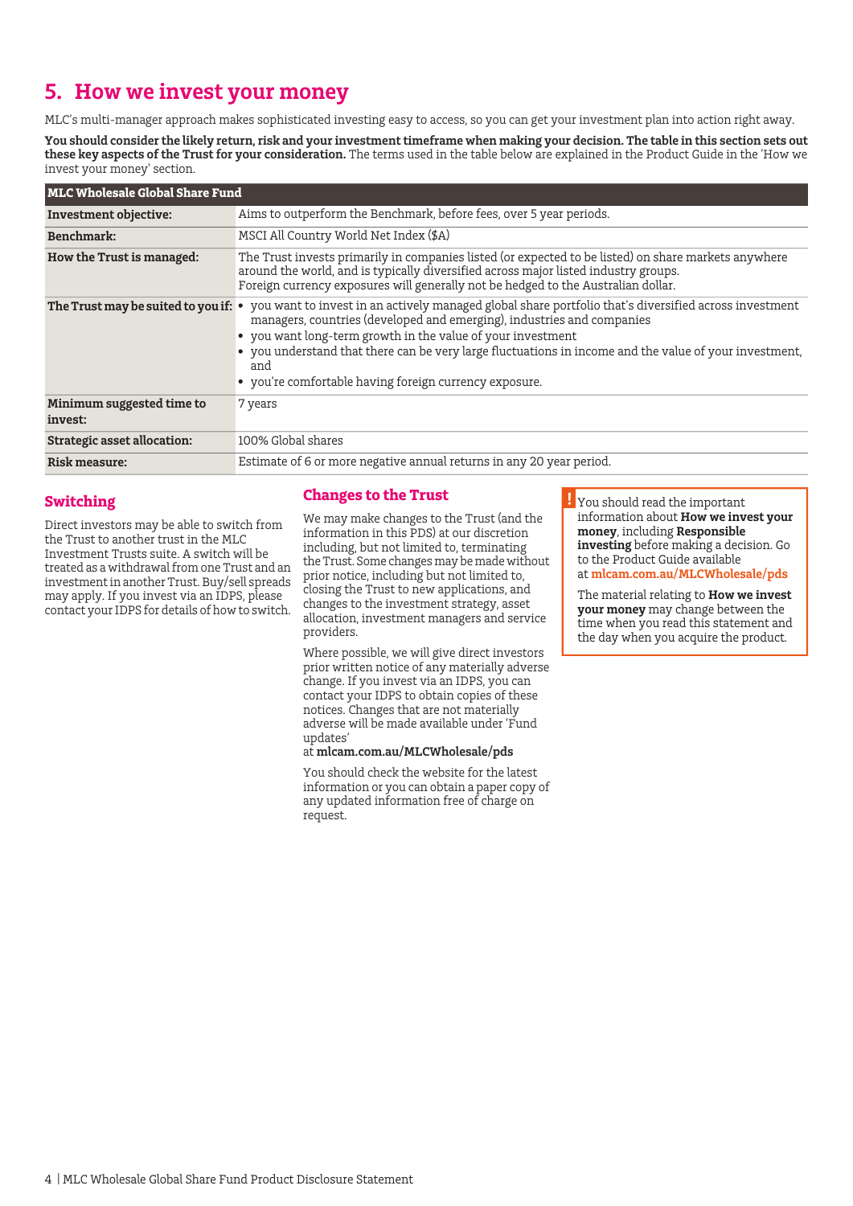# 5. How we invest your money

MLC's multi-manager approach makes sophisticated investing easy to access, so you can get your investment plan into action right away.

**You should consider the likely return, risk and your investment timeframe when making your decision. The table in this section sets out these key aspects of the Trust for your consideration.** The terms used in the table below are explained in the Product Guide in the 'How we invest your money' section.

| MLC Wholesale Global Share Fund | |
|---|---|
| **Investment objective:** | Aims to outperform the Benchmark, before fees, over 5 year periods. |
| **Benchmark:** | MSCI All Country World Net Index ($A) |
| **How the Trust is managed:** | The Trust invests primarily in companies listed (or expected to be listed) on share markets anywhere around the world, and is typically diversified across major listed industry groups. Foreign currency exposures will generally not be hedged to the Australian dollar. |
| **The Trust may be suited to you if:** | • you want to invest in an actively managed global share portfolio that's diversified across investment managers, countries (developed and emerging), industries and companies • you want long-term growth in the value of your investment • you understand that there can be very large fluctuations in income and the value of your investment, and • you're comfortable having foreign currency exposure. |
| **Minimum suggested time to invest:** | 7 years |
| **Strategic asset allocation:** | 100% Global shares |
| **Risk measure:** | Estimate of 6 or more negative annual returns in any 20 year period. |

## Switching

Direct investors may be able to switch from the Trust to another trust in the MLC Investment Trusts suite. A switch will be treated as a withdrawal from one Trust and an investment in another Trust. Buy/sell spreads may apply. If you invest via an IDPS, please contact your IDPS for details of how to switch.

## Changes to the Trust

We may make changes to the Trust (and the information in this PDS) at our discretion including, but not limited to, terminating the Trust. Some changes may be made without prior notice, including but not limited to, closing the Trust to new applications, and changes to the investment strategy, asset allocation, investment managers and service providers.

Where possible, we will give direct investors prior written notice of any materially adverse change. If you invest via an IDPS, you can contact your IDPS to obtain copies of these notices. Changes that are not materially adverse will be made available under 'Fund updates' at **mlcam.com.au/MLCWholesale/pds**

You should check the website for the latest information or you can obtain a paper copy of any updated information free of charge on request.

> ! You should read the important information about **How we invest your money**, including **Responsible investing** before making a decision. Go to the Product Guide available at **mlcam.com.au/MLCWholesale/pds**
>
> The material relating to **How we invest your money** may change between the time when you read this statement and the day when you acquire the product.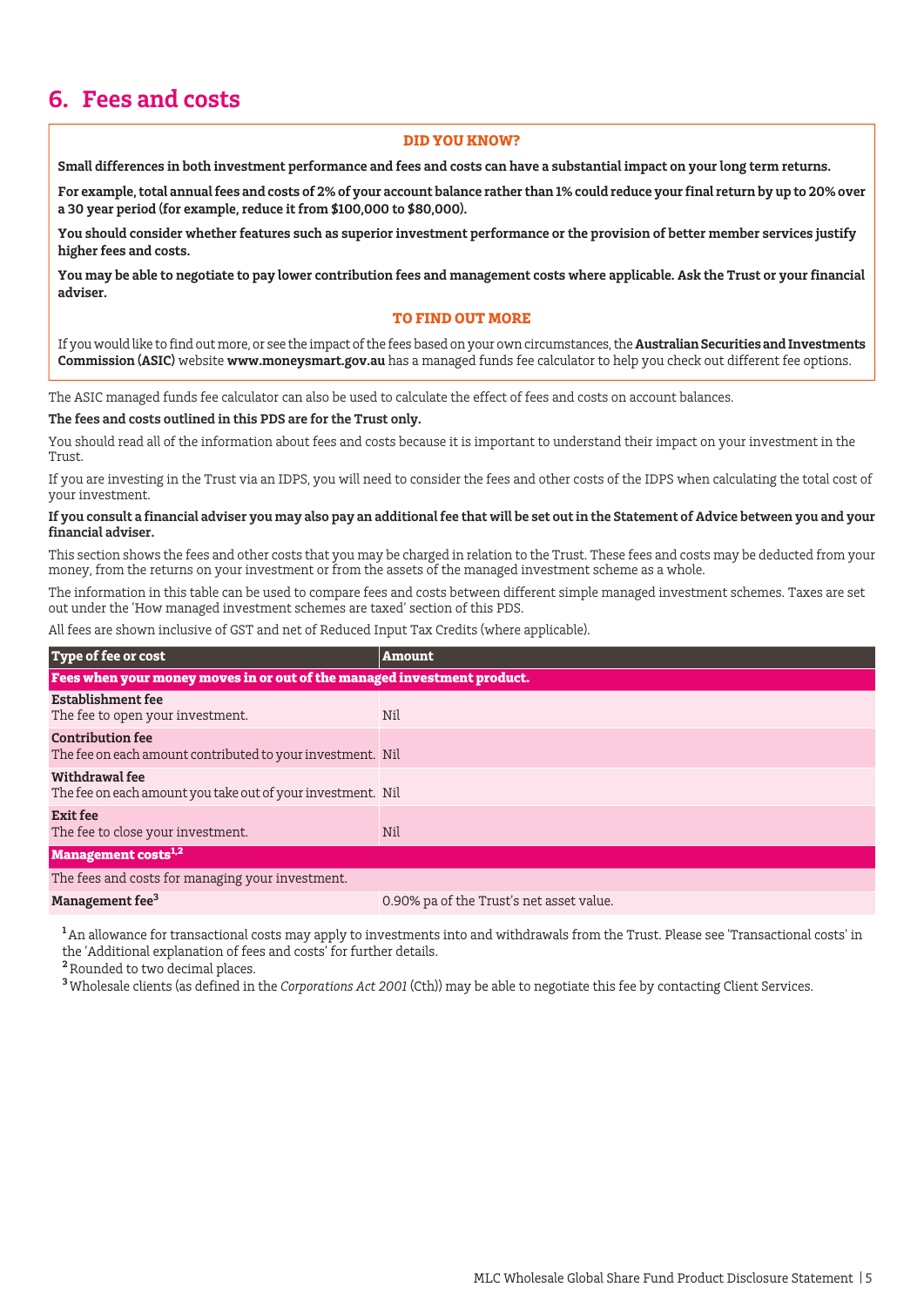## 6. Fees and costs

**DID YOU KNOW?**

**Small differences in both investment performance and fees and costs can have a substantial impact on your long term returns.**

**For example, total annual fees and costs of 2% of your account balance rather than 1% could reduce your final return by up to 20% over a 30 year period (for example, reduce it from $100,000 to $80,000).**

**You should consider whether features such as superior investment performance or the provision of better member services justify higher fees and costs.**

**You may be able to negotiate to pay lower contribution fees and management costs where applicable. Ask the Trust or your financial adviser.**

**TO FIND OUT MORE**

If you would like to find out more, or see the impact of the fees based on your own circumstances, the **Australian Securities and Investments Commission (ASIC)** website **www.moneysmart.gov.au** has a managed funds fee calculator to help you check out different fee options.

The ASIC managed funds fee calculator can also be used to calculate the effect of fees and costs on account balances.

**The fees and costs outlined in this PDS are for the Trust only.**

You should read all of the information about fees and costs because it is important to understand their impact on your investment in the Trust.

If you are investing in the Trust via an IDPS, you will need to consider the fees and other costs of the IDPS when calculating the total cost of your investment.

**If you consult a financial adviser you may also pay an additional fee that will be set out in the Statement of Advice between you and your financial adviser.**

This section shows the fees and other costs that you may be charged in relation to the Trust. These fees and costs may be deducted from your money, from the returns on your investment or from the assets of the managed investment scheme as a whole.

The information in this table can be used to compare fees and costs between different simple managed investment schemes. Taxes are set out under the 'How managed investment schemes are taxed' section of this PDS.

All fees are shown inclusive of GST and net of Reduced Input Tax Credits (where applicable).

| Type of fee or cost | Amount |
|---|---|
| **Fees when your money moves in or out of the managed investment product.** | |
| **Establishment fee**<br>The fee to open your investment. | Nil |
| **Contribution fee**<br>The fee on each amount contributed to your investment. | Nil |
| **Withdrawal fee**<br>The fee on each amount you take out of your investment. | Nil |
| **Exit fee**<br>The fee to close your investment. | Nil |
| **Management costs[1,2]** | |
| The fees and costs for managing your investment. | |
| **Management fee[3]** | 0.90% pa of the Trust's net asset value. |

[1] An allowance for transactional costs may apply to investments into and withdrawals from the Trust. Please see 'Transactional costs' in the 'Additional explanation of fees and costs' for further details.

[2] Rounded to two decimal places.

[3] Wholesale clients (as defined in the *Corporations Act 2001* (Cth)) may be able to negotiate this fee by contacting Client Services.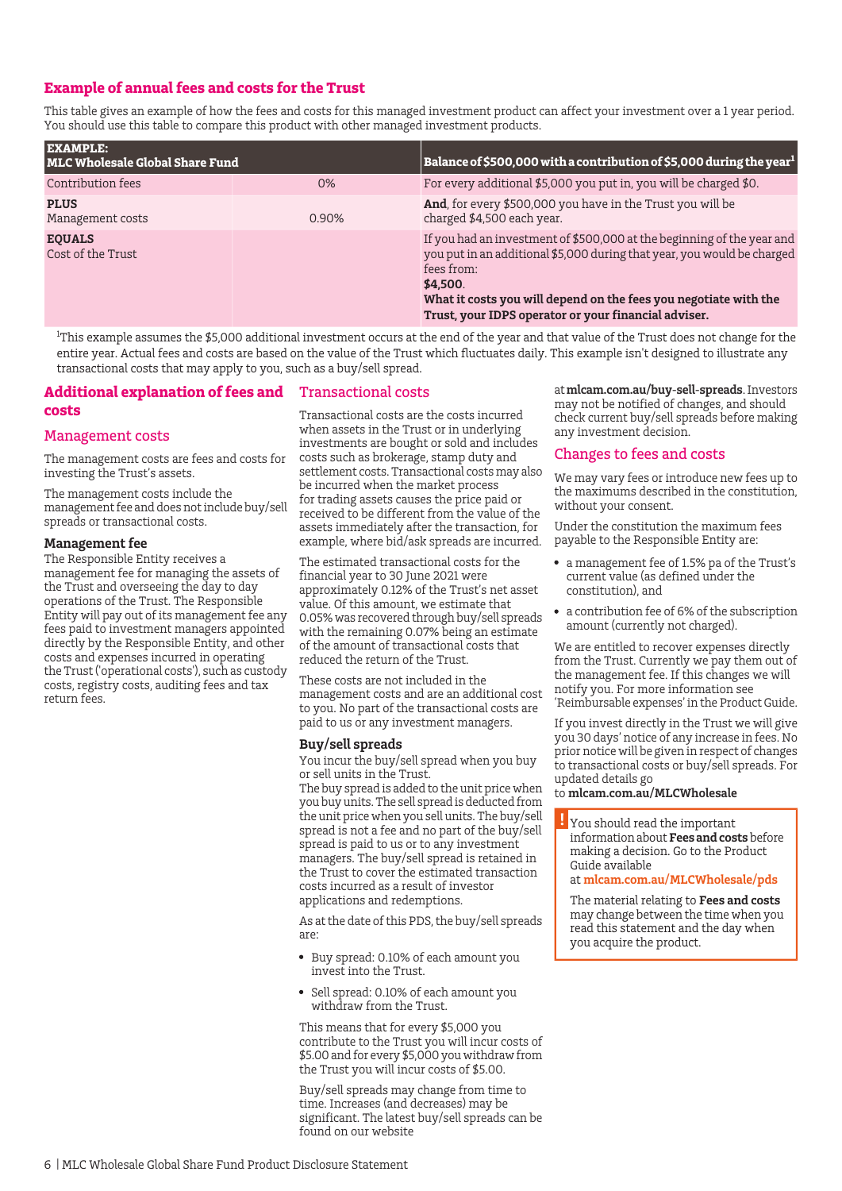## Example of annual fees and costs for the Trust

This table gives an example of how the fees and costs for this managed investment product can affect your investment over a 1 year period. You should use this table to compare this product with other managed investment products.

| **EXAMPLE:** **MLC Wholesale Global Share Fund** | | **Balance of $500,000 with a contribution of $5,000 during the year**[1] |
|---|---|---|
| Contribution fees | 0% | For every additional $5,000 you put in, you will be charged $0. |
| **PLUS** Management costs | 0.90% | **And**, for every $500,000 you have in the Trust you will be charged $4,500 each year. |
| **EQUALS** Cost of the Trust | | If you had an investment of $500,000 at the beginning of the year and you put in an additional $5,000 during that year, you would be charged fees from: **$4,500**. **What it costs you will depend on the fees you negotiate with the Trust, your IDPS operator or your financial adviser.** |

[1]This example assumes the $5,000 additional investment occurs at the end of the year and that value of the Trust does not change for the entire year. Actual fees and costs are based on the value of the Trust which fluctuates daily. This example isn't designed to illustrate any transactional costs that may apply to you, such as a buy/sell spread.

## Additional explanation of fees and costs

### Management costs

The management costs are fees and costs for investing the Trust's assets.

The management costs include the management fee and does not include buy/sell spreads or transactional costs.

**Management fee**

The Responsible Entity receives a management fee for managing the assets of the Trust and overseeing the day to day operations of the Trust. The Responsible Entity will pay out of its management fee any fees paid to investment managers appointed directly by the Responsible Entity, and other costs and expenses incurred in operating the Trust ('operational costs'), such as custody costs, registry costs, auditing fees and tax return fees.

### Transactional costs

Transactional costs are the costs incurred when assets in the Trust or in underlying investments are bought or sold and includes costs such as brokerage, stamp duty and settlement costs. Transactional costs may also be incurred when the market process for trading assets causes the price paid or received to be different from the value of the assets immediately after the transaction, for example, where bid/ask spreads are incurred.

The estimated transactional costs for the financial year to 30 June 2021 were approximately 0.12% of the Trust's net asset value. Of this amount, we estimate that 0.05% was recovered through buy/sell spreads with the remaining 0.07% being an estimate of the amount of transactional costs that reduced the return of the Trust.

These costs are not included in the management costs and are an additional cost to you. No part of the transactional costs are paid to us or any investment managers.

**Buy/sell spreads**

You incur the buy/sell spread when you buy or sell units in the Trust.
The buy spread is added to the unit price when you buy units. The sell spread is deducted from the unit price when you sell units. The buy/sell spread is not a fee and no part of the buy/sell spread is paid to us or to any investment managers. The buy/sell spread is retained in the Trust to cover the estimated transaction costs incurred as a result of investor applications and redemptions.

As at the date of this PDS, the buy/sell spreads are:

- Buy spread: 0.10% of each amount you invest into the Trust.
- Sell spread: 0.10% of each amount you withdraw from the Trust.

This means that for every $5,000 you contribute to the Trust you will incur costs of $5.00 and for every $5,000 you withdraw from the Trust you will incur costs of $5.00.

Buy/sell spreads may change from time to time. Increases (and decreases) may be significant. The latest buy/sell spreads can be found on our website at **mlcam.com.au/buy-sell-spreads**. Investors may not be notified of changes, and should check current buy/sell spreads before making any investment decision.

### Changes to fees and costs

We may vary fees or introduce new fees up to the maximums described in the constitution, without your consent.

Under the constitution the maximum fees payable to the Responsible Entity are:

- a management fee of 1.5% pa of the Trust's current value (as defined under the constitution), and
- a contribution fee of 6% of the subscription amount (currently not charged).

We are entitled to recover expenses directly from the Trust. Currently we pay them out of the management fee. If this changes we will notify you. For more information see 'Reimbursable expenses' in the Product Guide.

If you invest directly in the Trust we will give you 30 days' notice of any increase in fees. No prior notice will be given in respect of changes to transactional costs or buy/sell spreads. For updated details go to **mlcam.com.au/MLCWholesale**

> You should read the important information about **Fees and costs** before making a decision. Go to the Product Guide available at **mlcam.com.au/MLCWholesale/pds**
>
> The material relating to **Fees and costs** may change between the time when you read this statement and the day when you acquire the product.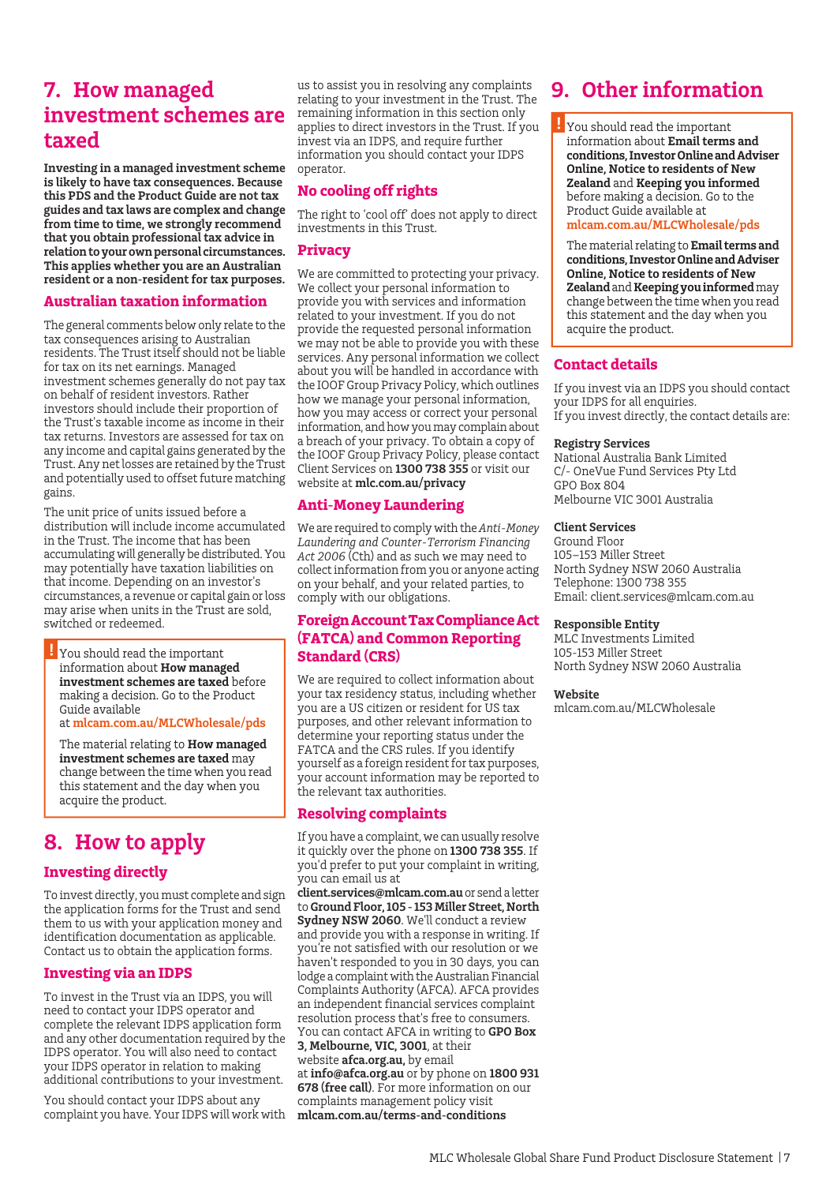## 7. How managed investment schemes are taxed

**Investing in a managed investment scheme is likely to have tax consequences. Because this PDS and the Product Guide are not tax guides and tax laws are complex and change from time to time, we strongly recommend that you obtain professional tax advice in relation to your own personal circumstances. This applies whether you are an Australian resident or a non-resident for tax purposes.**

### Australian taxation information

The general comments below only relate to the tax consequences arising to Australian residents. The Trust itself should not be liable for tax on its net earnings. Managed investment schemes generally do not pay tax on behalf of resident investors. Rather investors should include their proportion of the Trust's taxable income as income in their tax returns. Investors are assessed for tax on any income and capital gains generated by the Trust. Any net losses are retained by the Trust and potentially used to offset future matching gains.

The unit price of units issued before a distribution will include income accumulated in the Trust. The income that has been accumulating will generally be distributed. You may potentially have taxation liabilities on that income. Depending on an investor's circumstances, a revenue or capital gain or loss may arise when units in the Trust are sold, switched or redeemed.

> ! You should read the important information about **How managed investment schemes are taxed** before making a decision. Go to the Product Guide available at **mlcam.com.au/MLCWholesale/pds**
>
> The material relating to **How managed investment schemes are taxed** may change between the time when you read this statement and the day when you acquire the product.

## 8. How to apply

### Investing directly

To invest directly, you must complete and sign the application forms for the Trust and send them to us with your application money and identification documentation as applicable. Contact us to obtain the application forms.

### Investing via an IDPS

To invest in the Trust via an IDPS, you will need to contact your IDPS operator and complete the relevant IDPS application form and any other documentation required by the IDPS operator. You will also need to contact your IDPS operator in relation to making additional contributions to your investment.

You should contact your IDPS about any complaint you have. Your IDPS will work with us to assist you in resolving any complaints relating to your investment in the Trust. The remaining information in this section only applies to direct investors in the Trust. If you invest via an IDPS, and require further information you should contact your IDPS operator.

### No cooling off rights

The right to 'cool off' does not apply to direct investments in this Trust.

### Privacy

We are committed to protecting your privacy. We collect your personal information to provide you with services and information related to your investment. If you do not provide the requested personal information we may not be able to provide you with these services. Any personal information we collect about you will be handled in accordance with the IOOF Group Privacy Policy, which outlines how we manage your personal information, how you may access or correct your personal information, and how you may complain about a breach of your privacy. To obtain a copy of the IOOF Group Privacy Policy, please contact Client Services on **1300 738 355** or visit our website at **mlc.com.au/privacy**

### Anti-Money Laundering

We are required to comply with the *Anti-Money Laundering and Counter-Terrorism Financing Act 2006* (Cth) and as such we may need to collect information from you or anyone acting on your behalf, and your related parties, to comply with our obligations.

### Foreign Account Tax Compliance Act (FATCA) and Common Reporting Standard (CRS)

We are required to collect information about your tax residency status, including whether you are a US citizen or resident for US tax purposes, and other relevant information to determine your reporting status under the FATCA and the CRS rules. If you identify yourself as a foreign resident for tax purposes, your account information may be reported to the relevant tax authorities.

### Resolving complaints

If you have a complaint, we can usually resolve it quickly over the phone on **1300 738 355**. If you'd prefer to put your complaint in writing, you can email us at **client.services@mlcam.com.au** or send a letter to **Ground Floor, 105 - 153 Miller Street, North Sydney NSW 2060**. We'll conduct a review and provide you with a response in writing. If you're not satisfied with our resolution or we haven't responded to you in 30 days, you can lodge a complaint with the Australian Financial Complaints Authority (AFCA). AFCA provides an independent financial services complaint resolution process that's free to consumers. You can contact AFCA in writing to **GPO Box 3, Melbourne, VIC, 3001**, at their website **afca.org.au,** by email at **info@afca.org.au** or by phone on **1800 931 678 (free call)**. For more information on our complaints management policy visit **mlcam.com.au/terms-and-conditions**

## 9. Other information

> ! You should read the important information about **Email terms and conditions, Investor Online and Adviser Online, Notice to residents of New Zealand** and **Keeping you informed** before making a decision. Go to the Product Guide available at **mlcam.com.au/MLCWholesale/pds**
>
> The material relating to **Email terms and conditions, Investor Online and Adviser Online, Notice to residents of New Zealand** and **Keeping you informed** may change between the time when you read this statement and the day when you acquire the product.

### Contact details

If you invest via an IDPS you should contact your IDPS for all enquiries.
If you invest directly, the contact details are:

**Registry Services**
National Australia Bank Limited
C/- OneVue Fund Services Pty Ltd
GPO Box 804
Melbourne VIC 3001 Australia

**Client Services**
Ground Floor
105–153 Miller Street
North Sydney NSW 2060 Australia
Telephone: 1300 738 355
Email: client.services@mlcam.com.au

**Responsible Entity**
MLC Investments Limited
105-153 Miller Street
North Sydney NSW 2060 Australia

**Website**
mlcam.com.au/MLCWholesale